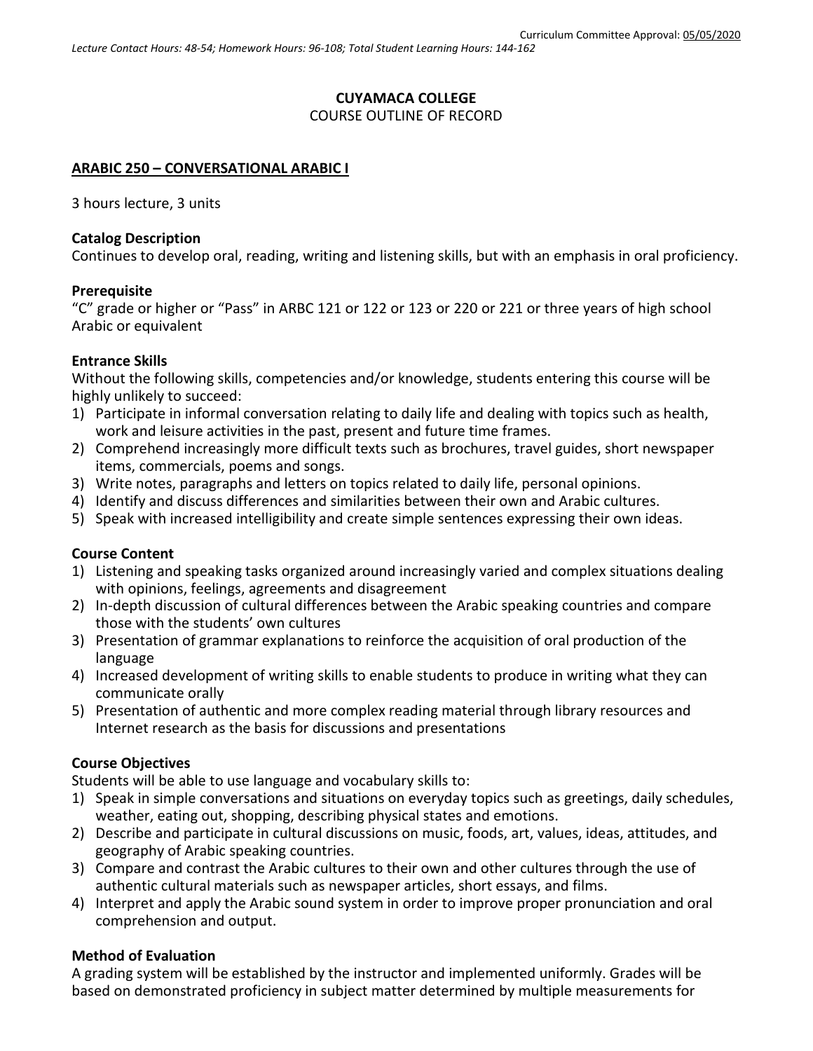Curriculum Committee Approval: 05/05/2020

*Lecture Contact Hours: 48-54; Homework Hours: 96-108; Total Student Learning Hours: 144-162*

**CUYAMACA COLLEGE**

COURSE OUTLINE OF RECORD

**ARABIC 250 – CONVERSATIONAL ARABIC I**

3 hours lecture, 3 units

**Catalog Description**

Continues to develop oral, reading, writing and listening skills, but with an emphasis in oral proficiency.

**Prerequisite**

"C" grade or higher or "Pass" in ARBC 121 or 122 or 123 or 220 or 221 or three years of high school Arabic or equivalent

**Entrance Skills**

Without the following skills, competencies and/or knowledge, students entering this course will be highly unlikely to succeed:

1) Participate in informal conversation relating to daily life and dealing with topics such as health, work and leisure activities in the past, present and future time frames.
2) Comprehend increasingly more difficult texts such as brochures, travel guides, short newspaper items, commercials, poems and songs.
3) Write notes, paragraphs and letters on topics related to daily life, personal opinions.
4) Identify and discuss differences and similarities between their own and Arabic cultures.
5) Speak with increased intelligibility and create simple sentences expressing their own ideas.

**Course Content**

1) Listening and speaking tasks organized around increasingly varied and complex situations dealing with opinions, feelings, agreements and disagreement
2) In-depth discussion of cultural differences between the Arabic speaking countries and compare those with the students' own cultures
3) Presentation of grammar explanations to reinforce the acquisition of oral production of the language
4) Increased development of writing skills to enable students to produce in writing what they can communicate orally
5) Presentation of authentic and more complex reading material through library resources and Internet research as the basis for discussions and presentations

**Course Objectives**

Students will be able to use language and vocabulary skills to:

1) Speak in simple conversations and situations on everyday topics such as greetings, daily schedules, weather, eating out, shopping, describing physical states and emotions.
2) Describe and participate in cultural discussions on music, foods, art, values, ideas, attitudes, and geography of Arabic speaking countries.
3) Compare and contrast the Arabic cultures to their own and other cultures through the use of authentic cultural materials such as newspaper articles, short essays, and films.
4) Interpret and apply the Arabic sound system in order to improve proper pronunciation and oral comprehension and output.

**Method of Evaluation**

A grading system will be established by the instructor and implemented uniformly. Grades will be based on demonstrated proficiency in subject matter determined by multiple measurements for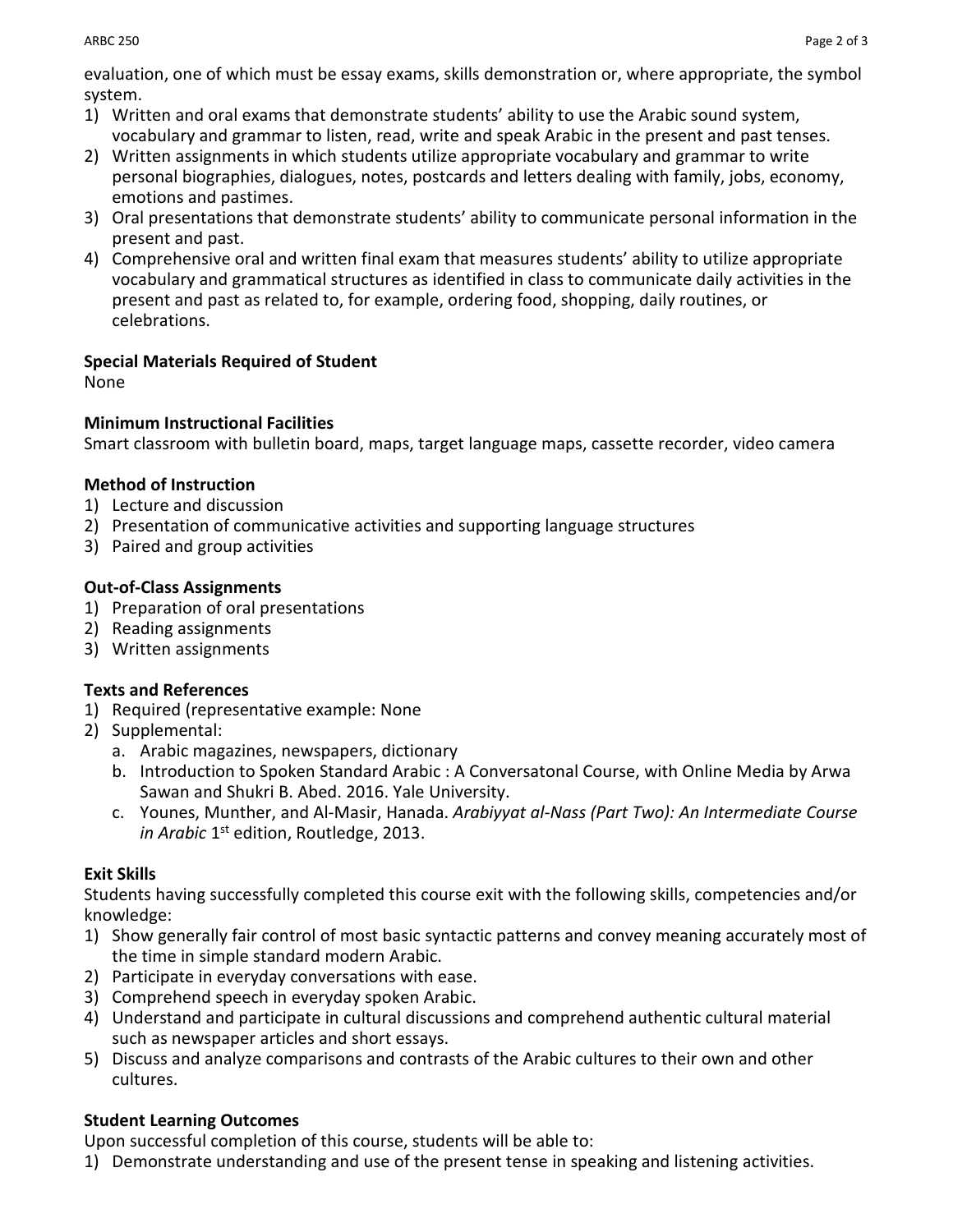evaluation, one of which must be essay exams, skills demonstration or, where appropriate, the symbol system.

1) Written and oral exams that demonstrate students' ability to use the Arabic sound system, vocabulary and grammar to listen, read, write and speak Arabic in the present and past tenses.
2) Written assignments in which students utilize appropriate vocabulary and grammar to write personal biographies, dialogues, notes, postcards and letters dealing with family, jobs, economy, emotions and pastimes.
3) Oral presentations that demonstrate students' ability to communicate personal information in the present and past.
4) Comprehensive oral and written final exam that measures students' ability to utilize appropriate vocabulary and grammatical structures as identified in class to communicate daily activities in the present and past as related to, for example, ordering food, shopping, daily routines, or celebrations.

**Special Materials Required of Student**

None

**Minimum Instructional Facilities**

Smart classroom with bulletin board, maps, target language maps, cassette recorder, video camera

**Method of Instruction**

1) Lecture and discussion
2) Presentation of communicative activities and supporting language structures
3) Paired and group activities

**Out-of-Class Assignments**

1) Preparation of oral presentations
2) Reading assignments
3) Written assignments

**Texts and References**

1) Required (representative example: None
2) Supplemental:
   a. Arabic magazines, newspapers, dictionary
   b. Introduction to Spoken Standard Arabic : A Conversatonal Course, with Online Media by Arwa Sawan and Shukri B. Abed. 2016. Yale University.
   c. Younes, Munther, and Al-Masir, Hanada. *Arabiyyat al-Nass (Part Two): An Intermediate Course in Arabic* 1st edition, Routledge, 2013.

**Exit Skills**

Students having successfully completed this course exit with the following skills, competencies and/or knowledge:

1) Show generally fair control of most basic syntactic patterns and convey meaning accurately most of the time in simple standard modern Arabic.
2) Participate in everyday conversations with ease.
3) Comprehend speech in everyday spoken Arabic.
4) Understand and participate in cultural discussions and comprehend authentic cultural material such as newspaper articles and short essays.
5) Discuss and analyze comparisons and contrasts of the Arabic cultures to their own and other cultures.

**Student Learning Outcomes**

Upon successful completion of this course, students will be able to:

1) Demonstrate understanding and use of the present tense in speaking and listening activities.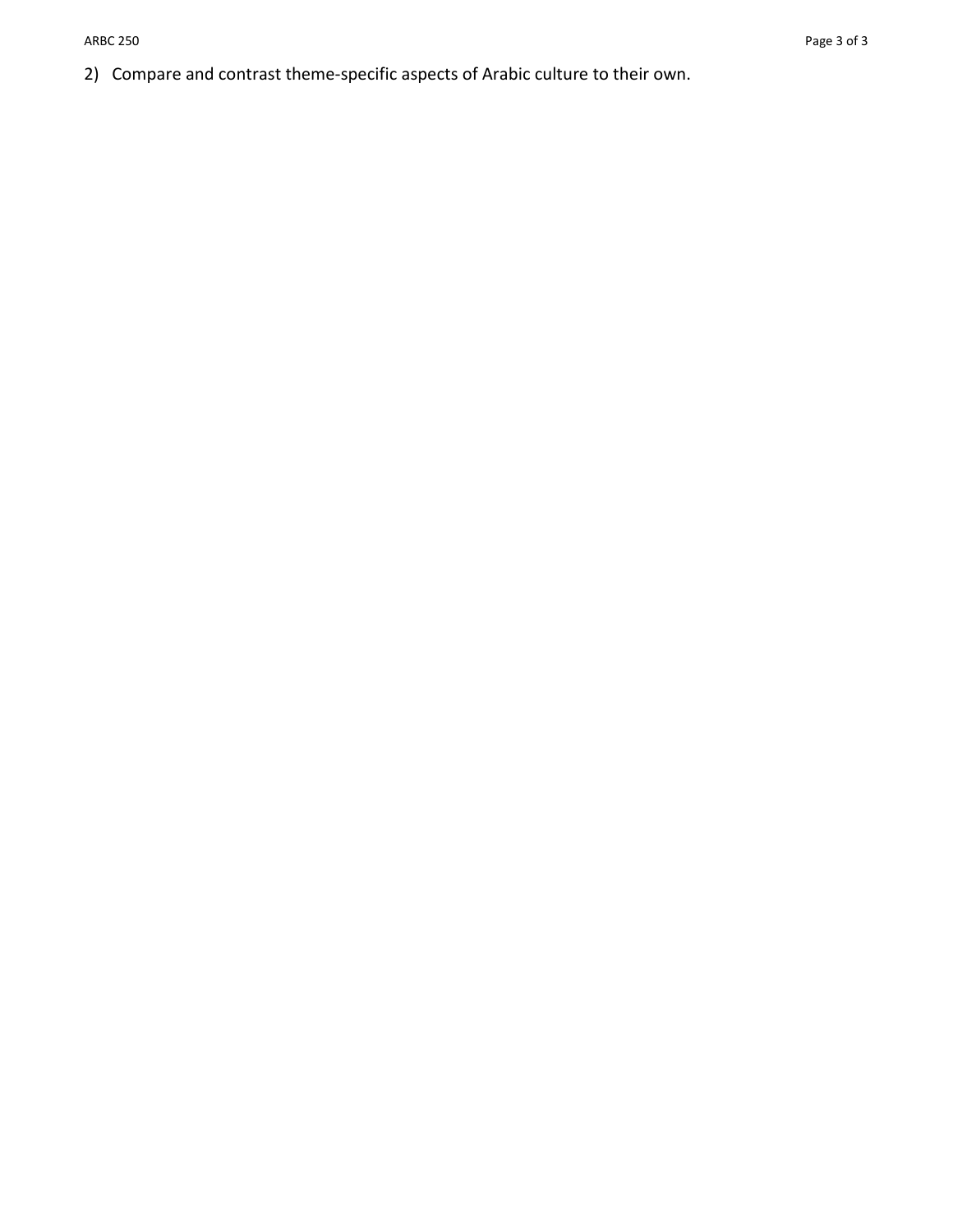2) Compare and contrast theme-specific aspects of Arabic culture to their own.